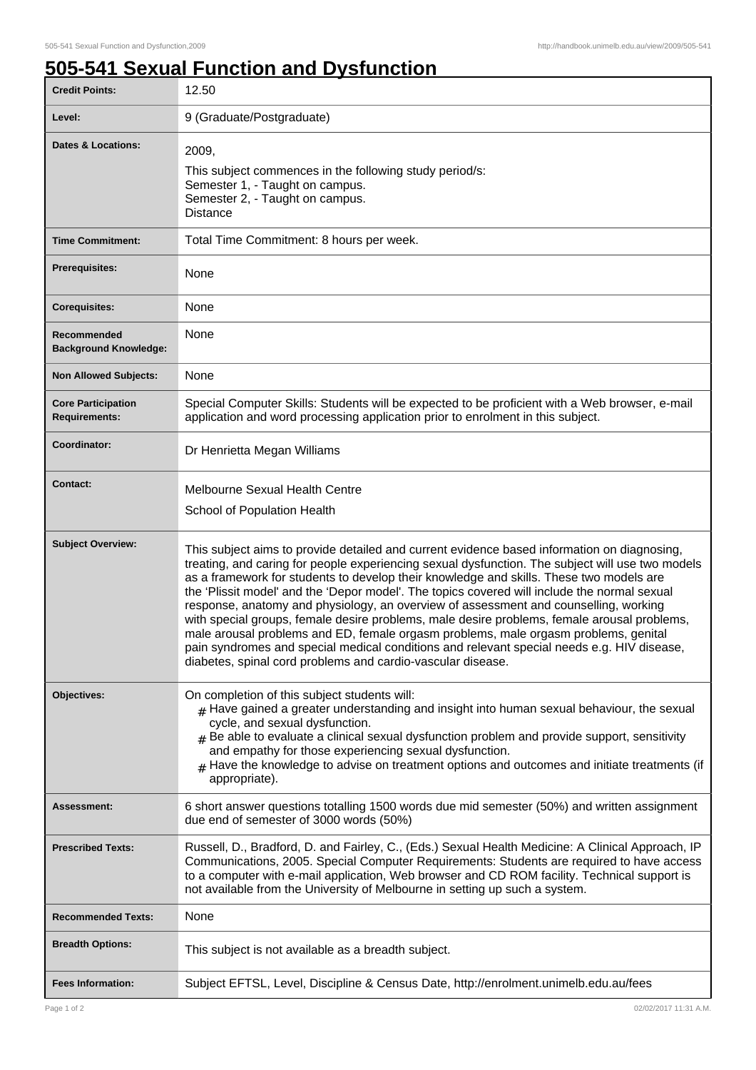# 505-541 Sexual Function and Dysfunction

| | |
|---|---|
| **Credit Points:** | 12.50 |
| **Level:** | 9 (Graduate/Postgraduate) |
| **Dates & Locations:** | 2009,<br>This subject commences in the following study period/s:<br>Semester 1, - Taught on campus.<br>Semester 2, - Taught on campus.<br>Distance |
| **Time Commitment:** | Total Time Commitment: 8 hours per week. |
| **Prerequisites:** | None |
| **Corequisites:** | None |
| **Recommended Background Knowledge:** | None |
| **Non Allowed Subjects:** | None |
| **Core Participation Requirements:** | Special Computer Skills: Students will be expected to be proficient with a Web browser, e-mail application and word processing application prior to enrolment in this subject. |
| **Coordinator:** | Dr Henrietta Megan Williams |
| **Contact:** | Melbourne Sexual Health Centre<br>School of Population Health |
| **Subject Overview:** | This subject aims to provide detailed and current evidence based information on diagnosing, treating, and caring for people experiencing sexual dysfunction. The subject will use two models as a framework for students to develop their knowledge and skills. These two models are the 'Plissit model' and the 'Depor model'. The topics covered will include the normal sexual response, anatomy and physiology, an overview of assessment and counselling, working with special groups, female desire problems, male desire problems, female arousal problems, male arousal problems and ED, female orgasm problems, male orgasm problems, genital pain syndromes and special medical conditions and relevant special needs e.g. HIV disease, diabetes, spinal cord problems and cardio-vascular disease. |
| **Objectives:** | On completion of this subject students will:<br># Have gained a greater understanding and insight into human sexual behaviour, the sexual cycle, and sexual dysfunction.<br># Be able to evaluate a clinical sexual dysfunction problem and provide support, sensitivity and empathy for those experiencing sexual dysfunction.<br># Have the knowledge to advise on treatment options and outcomes and initiate treatments (if appropriate). |
| **Assessment:** | 6 short answer questions totalling 1500 words due mid semester (50%) and written assignment due end of semester of 3000 words (50%) |
| **Prescribed Texts:** | Russell, D., Bradford, D. and Fairley, C., (Eds.) Sexual Health Medicine: A Clinical Approach, IP Communications, 2005. Special Computer Requirements: Students are required to have access to a computer with e-mail application, Web browser and CD ROM facility. Technical support is not available from the University of Melbourne in setting up such a system. |
| **Recommended Texts:** | None |
| **Breadth Options:** | This subject is not available as a breadth subject. |
| **Fees Information:** | Subject EFTSL, Level, Discipline & Census Date, http://enrolment.unimelb.edu.au/fees |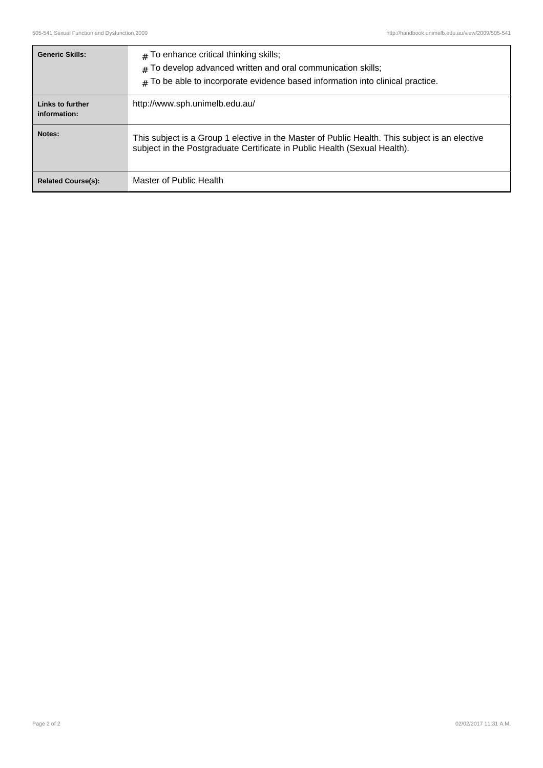| | |
|---|---|
| **Generic Skills:** | # To enhance critical thinking skills;<br># To develop advanced written and oral communication skills;<br># To be able to incorporate evidence based information into clinical practice. |
| **Links to further information:** | http://www.sph.unimelb.edu.au/ |
| **Notes:** | This subject is a Group 1 elective in the Master of Public Health. This subject is an elective subject in the Postgraduate Certificate in Public Health (Sexual Health). |
| **Related Course(s):** | Master of Public Health |